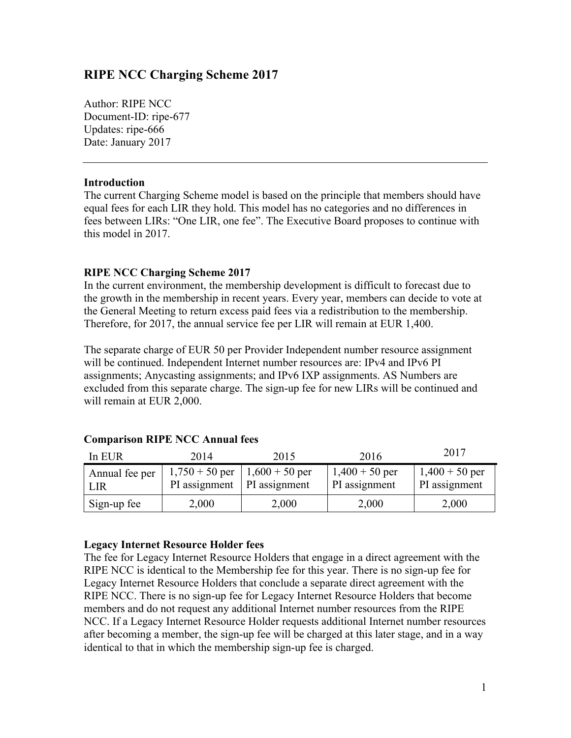# RIPE NCC Charging Scheme 2017

Author: RIPE NCC
Document-ID: ripe-677
Updates: ripe-666
Date: January 2017

---

### Introduction

The current Charging Scheme model is based on the principle that members should have equal fees for each LIR they hold. This model has no categories and no differences in fees between LIRs: "One LIR, one fee". The Executive Board proposes to continue with this model in 2017.

### RIPE NCC Charging Scheme 2017

In the current environment, the membership development is difficult to forecast due to the growth in the membership in recent years. Every year, members can decide to vote at the General Meeting to return excess paid fees via a redistribution to the membership. Therefore, for 2017, the annual service fee per LIR will remain at EUR 1,400.

The separate charge of EUR 50 per Provider Independent number resource assignment will be continued. Independent Internet number resources are: IPv4 and IPv6 PI assignments; Anycasting assignments; and IPv6 IXP assignments. AS Numbers are excluded from this separate charge. The sign-up fee for new LIRs will be continued and will remain at EUR 2,000.

### Comparison RIPE NCC Annual fees

| In EUR | 2014 | 2015 | 2016 | 2017 |
|---|---|---|---|---|
| Annual fee per LIR | 1,750 + 50 per PI assignment | 1,600 + 50 per PI assignment | 1,400 + 50 per PI assignment | 1,400 + 50 per PI assignment |
| Sign-up fee | 2,000 | 2,000 | 2,000 | 2,000 |

### Legacy Internet Resource Holder fees

The fee for Legacy Internet Resource Holders that engage in a direct agreement with the RIPE NCC is identical to the Membership fee for this year. There is no sign-up fee for Legacy Internet Resource Holders that conclude a separate direct agreement with the RIPE NCC. There is no sign-up fee for Legacy Internet Resource Holders that become members and do not request any additional Internet number resources from the RIPE NCC. If a Legacy Internet Resource Holder requests additional Internet number resources after becoming a member, the sign-up fee will be charged at this later stage, and in a way identical to that in which the membership sign-up fee is charged.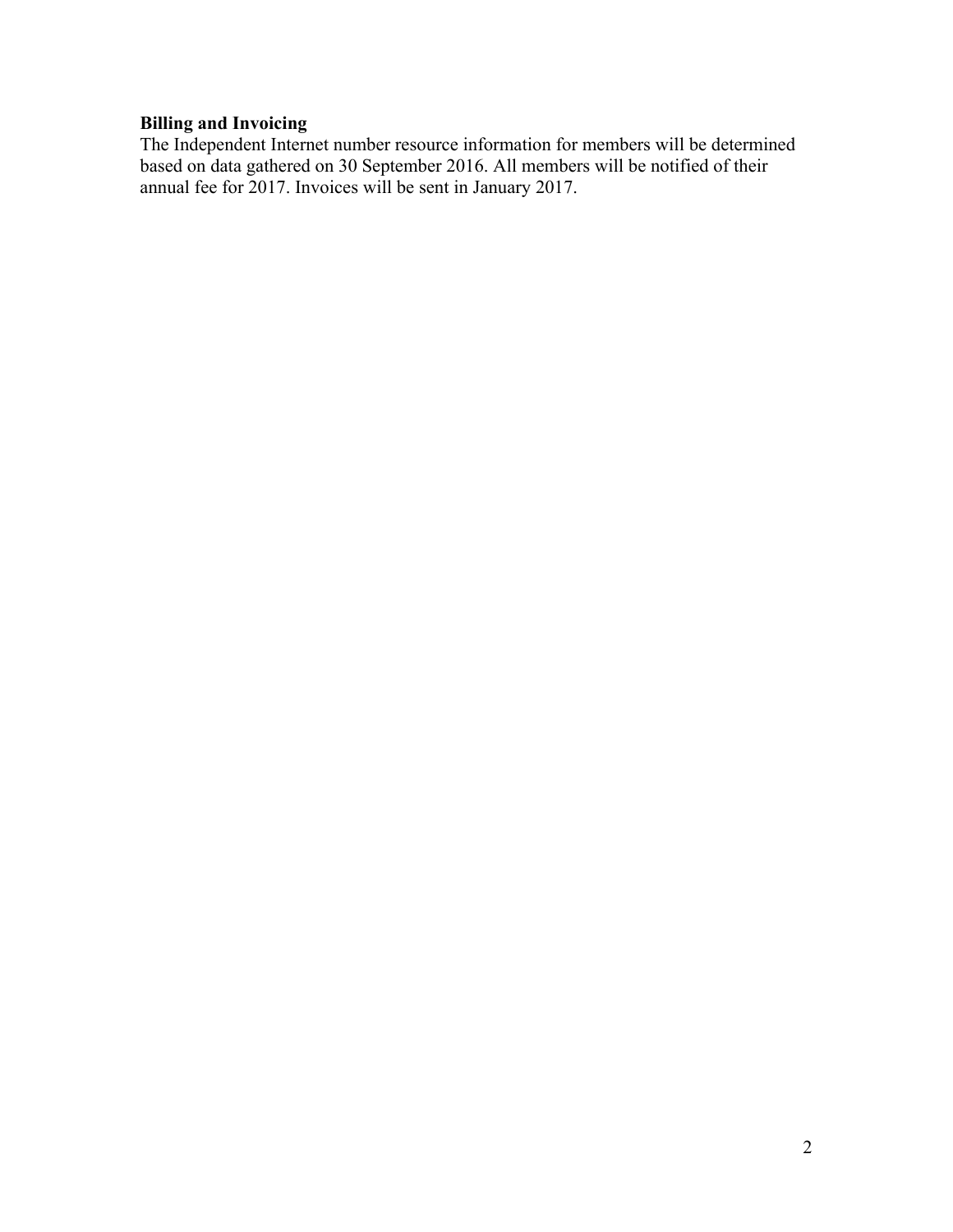**Billing and Invoicing**

The Independent Internet number resource information for members will be determined based on data gathered on 30 September 2016. All members will be notified of their annual fee for 2017. Invoices will be sent in January 2017.